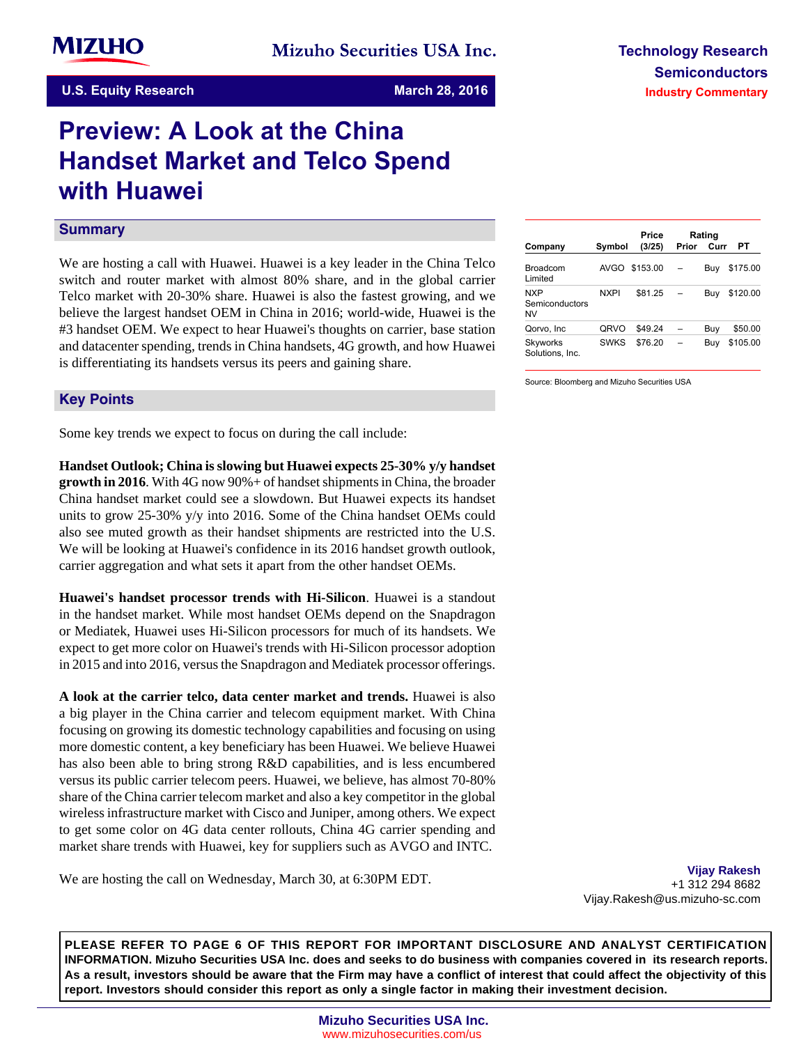Mizuho Securities USA Inc.

Technology Research
Semiconductors
Industry Commentary

U.S. Equity Research — March 28, 2016

# Preview: A Look at the China Handset Market and Telco Spend with Huawei

## Summary

We are hosting a call with Huawei. Huawei is a key leader in the China Telco switch and router market with almost 80% share, and in the global carrier Telco market with 20-30% share. Huawei is also the fastest growing, and we believe the largest handset OEM in China in 2016; world-wide, Huawei is the #3 handset OEM. We expect to hear Huawei's thoughts on carrier, base station and datacenter spending, trends in China handsets, 4G growth, and how Huawei is differentiating its handsets versus its peers and gaining share.

| Company | Symbol | Price (3/25) | Rating Prior | Rating Curr | PT |
|---|---|---|---|---|---|
| Broadcom Limited | AVGO | $153.00 | – | Buy | $175.00 |
| NXP Semiconductors NV | NXPI | $81.25 | – | Buy | $120.00 |
| Qorvo, Inc | QRVO | $49.24 | – | Buy | $50.00 |
| Skyworks Solutions, Inc. | SWKS | $76.20 | – | Buy | $105.00 |

Source: Bloomberg and Mizuho Securities USA

## Key Points

Some key trends we expect to focus on during the call include:

**Handset Outlook; China is slowing but Huawei expects 25-30% y/y handset growth in 2016**. With 4G now 90%+ of handset shipments in China, the broader China handset market could see a slowdown. But Huawei expects its handset units to grow 25-30% y/y into 2016. Some of the China handset OEMs could also see muted growth as their handset shipments are restricted into the U.S. We will be looking at Huawei's confidence in its 2016 handset growth outlook, carrier aggregation and what sets it apart from the other handset OEMs.

**Huawei's handset processor trends with Hi-Silicon**. Huawei is a standout in the handset market. While most handset OEMs depend on the Snapdragon or Mediatek, Huawei uses Hi-Silicon processors for much of its handsets. We expect to get more color on Huawei's trends with Hi-Silicon processor adoption in 2015 and into 2016, versus the Snapdragon and Mediatek processor offerings.

**A look at the carrier telco, data center market and trends.** Huawei is also a big player in the China carrier and telecom equipment market. With China focusing on growing its domestic technology capabilities and focusing on using more domestic content, a key beneficiary has been Huawei. We believe Huawei has also been able to bring strong R&D capabilities, and is less encumbered versus its public carrier telecom peers. Huawei, we believe, has almost 70-80% share of the China carrier telecom market and also a key competitor in the global wireless infrastructure market with Cisco and Juniper, among others. We expect to get some color on 4G data center rollouts, China 4G carrier spending and market share trends with Huawei, key for suppliers such as AVGO and INTC.

We are hosting the call on Wednesday, March 30, at 6:30PM EDT.

**Vijay Rakesh**
+1 312 294 8682
Vijay.Rakesh@us.mizuho-sc.com

**PLEASE REFER TO PAGE 6 OF THIS REPORT FOR IMPORTANT DISCLOSURE AND ANALYST CERTIFICATION INFORMATION. Mizuho Securities USA Inc. does and seeks to do business with companies covered in its research reports. As a result, investors should be aware that the Firm may have a conflict of interest that could affect the objectivity of this report. Investors should consider this report as only a single factor in making their investment decision.**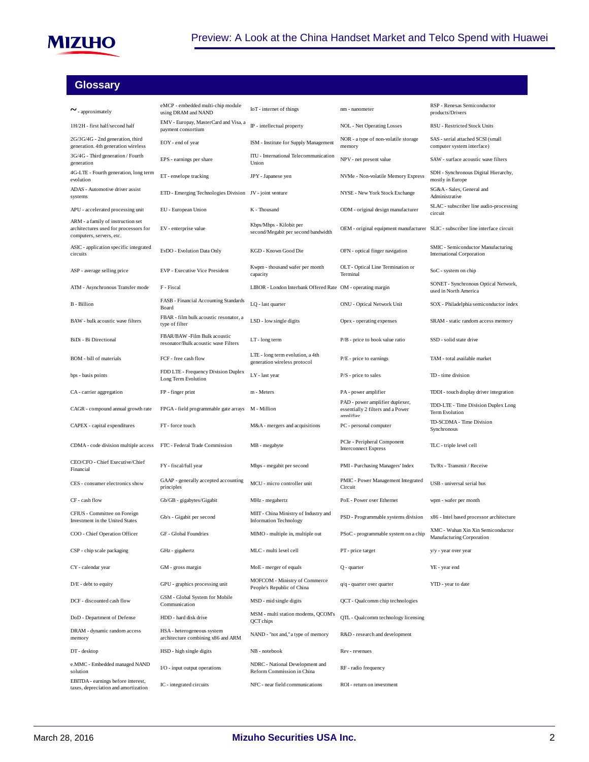## Glossary

| | | | | |
|---|---|---|---|---|
| ~ - approximately | eMCP - embedded multi-chip module using DRAM and NAND | IoT - internet of things | nm - nanometer | RSP - Renesas Semiconductor products/Drivers |
| 1H/2H - first half/second half | EMV - Europay, MasterCard and Visa, a payment consortium | IP - intellectual property | NOL - Net Operating Losses | RSU - Restricted Stock Units |
| 2G/3G/4G - 2nd generation, third generation. 4th generation wireless | EOY - end of year | ISM - Institute for Supply Management | NOR - a type of non-volatile storage memory | SAS - serial attached SCSI (small computer system interface) |
| 3G/4G - Third generation / Fourth generation | EPS - earnings per share | ITU - International Telecommunication Union | NPV - net present value | SAW - surface acoustic wave filters |
| 4G-LTE - Fourth generation, long term evolution | ET - envelope tracking | JPY - Japanese yen | NVMe - Non-volatile Memory Express | SDH - Synchronous Digital Hierarchy, mostly in Europe |
| ADAS - Automotive driver assist systems | ETD - Emerging Technologies Division | JV - joint venture | NYSE - New York Stock Exchange | SG&A - Sales, General and Administrative |
| APU - accelerated processing unit | EU - European Union | K - Thousand | ODM - original design manufacturer | SLAC - subscriber line audio-processing circuit |
| ARM - a family of instruction set architectures used for processors for computers, servers, etc. | EV - enterprise value | Kbps/Mbps - Kilobit per second/Megabit per second bandwidth | OEM - original equipment manufacturer | SLIC - subscriber line interface circuit |
| ASIC - application specific integrated circuits | EvDO - Evolution Data Only | KGD - Known Good Die | OFN - optical finger navigation | SMIC - Semiconductor Manufacturing International Corporation |
| ASP - average selling price | EVP - Executive Vice President | Kwpm - thousand wafer per month capacity | OLT - Optical Line Termination or Terminal | SoC - system on chip |
| ATM - Asynchronous Transfer mode | F - Fiscal | LIBOR - London Interbank Offered Rate | OM - operating margin | SONET - Synchronous Optical Network, used in North America |
| B - Billion | FASB - Financial Accounting Standards Board | LQ - last quarter | ONU - Optical Network Unit | SOX - Philadelphia semiconductor index |
| BAW - bulk acoustic wave filters | FBAR - film bulk acoustic resonator, a type of filter | LSD - low single digits | Opex - operating expenses | SRAM - static random access memory |
| BiDi - Bi Directional | FBAR/BAW -Film Bulk acoustic resonator/Bulk acoustic wave Filters | LT - long term | P/B - price to book value ratio | SSD - solid state drive |
| BOM - bill of materials | FCF - free cash flow | LTE - long term evolution, a 4th generation wireless protocol | P/E - price to earnings | TAM - total available market |
| bps - basis points | FDD LTE - Frequency Division Duplex Long Term Evolution | LY - last year | P/S - price to sales | TD - time division |
| CA - carrier aggregation | FP - finger print | m - Meters | PA - power amplifier | TDDI - touch display driver integration |
| CAGR - compound annual growth rate | FPGA - field programmable gate arrays | M - Million | PAD - power amplifier duplexer, essentially 2 filters and a Power amplifier | TDD-LTE - Time Division Duplex Long Term Evolution |
| CAPEX - capital expenditures | FT - force touch | M&A - mergers and acquisitions | PC - personal computer | TD-SCDMA - Time Division Synchronous |
| CDMA - code division multiple access | FTC - Federal Trade Commission | MB - megabyte | PCIe - Peripheral Component Interconnect Express | TLC - triple level cell |
| CEO/CFO - Chief Executive/Chief Financial | FY - fiscal/full year | Mbps - megabit per second | PMI - Purchasing Managers' Index | Tx/Rx - Transmit / Receive |
| CES - consumer electronics show | GAAP - generally accepted accounting principles | MCU - micro controller unit | PMIC - Power Management Integrated Circuit | USB - universal serial bus |
| CF - cash flow | Gb/GB - gigabytes/Gigabit | MHz - megahertz | PoE - Power over Ethernet | wpm - wafer per month |
| CFIUS - Committee on Foreign Investment in the United States | Gb/s - Gigabit per second | MIIT - China Ministry of Industry and Information Technology | PSD - Programmable systems division | x86 - Intel based processor architecture |
| COO - Chief Operation Officer | GF - Global Foundries | MIMO - multiple in, multiple out | PSoC - programmable system on a chip | XMC - Wuhan Xin Xin Semiconductor Manufacturing Corporation |
| CSP - chip scale packaging | GHz - gigahertz | MLC - multi level cell | PT - price target | y/y - year over year |
| CY - calendar year | GM - gross margin | MoE - merger of equals | Q - quarter | YE - year end |
| D/E - debt to equity | GPU - graphics processing unit | MOFCOM - Ministry of Commerce People's Republic of China | q/q - quarter over quarter | YTD - year to date |
| DCF - discounted cash flow | GSM - Global System for Mobile Communication | MSD - mid single digits | QCT - Qualcomm chip technologies | |
| DoD - Department of Defense | HDD - hard disk drive | MSM - multi station modems, QCOM's QCT chips | QTL - Qualcomm technology licensing | |
| DRAM - dynamic random access memory | HSA - heterogeneous system architecture combining x86 and ARM | NAND - "not and," a type of memory | R&D - research and development | |
| DT - desktop | HSD - high single digits | NB - notebook | Rev - revenues | |
| e.MMC - Embedded managed NAND solution | I/O - input output operations | NDRC - National Development and Reform Commission in China | RF - radio frequency | |
| EBITDA - earnings before interest, taxes, depreciation and amortization | IC - integrated circuits | NFC - near field communications | ROI - return on investment | |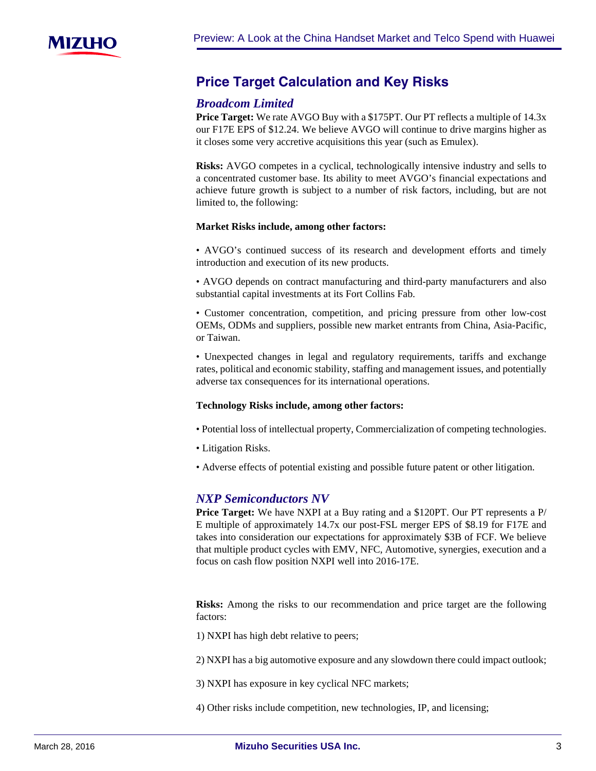## Price Target Calculation and Key Risks

### *Broadcom Limited*

**Price Target:** We rate AVGO Buy with a $175PT. Our PT reflects a multiple of 14.3x our F17E EPS of $12.24. We believe AVGO will continue to drive margins higher as it closes some very accretive acquisitions this year (such as Emulex).

**Risks:** AVGO competes in a cyclical, technologically intensive industry and sells to a concentrated customer base. Its ability to meet AVGO's financial expectations and achieve future growth is subject to a number of risk factors, including, but are not limited to, the following:

**Market Risks include, among other factors:**

• AVGO's continued success of its research and development efforts and timely introduction and execution of its new products.

• AVGO depends on contract manufacturing and third-party manufacturers and also substantial capital investments at its Fort Collins Fab.

• Customer concentration, competition, and pricing pressure from other low-cost OEMs, ODMs and suppliers, possible new market entrants from China, Asia-Pacific, or Taiwan.

• Unexpected changes in legal and regulatory requirements, tariffs and exchange rates, political and economic stability, staffing and management issues, and potentially adverse tax consequences for its international operations.

**Technology Risks include, among other factors:**

• Potential loss of intellectual property, Commercialization of competing technologies.

• Litigation Risks.

• Adverse effects of potential existing and possible future patent or other litigation.

### *NXP Semiconductors NV*

**Price Target:** We have NXPI at a Buy rating and a $120PT. Our PT represents a P/E multiple of approximately 14.7x our post-FSL merger EPS of $8.19 for F17E and takes into consideration our expectations for approximately $3B of FCF. We believe that multiple product cycles with EMV, NFC, Automotive, synergies, execution and a focus on cash flow position NXPI well into 2016-17E.

**Risks:** Among the risks to our recommendation and price target are the following factors:

1) NXPI has high debt relative to peers;

2) NXPI has a big automotive exposure and any slowdown there could impact outlook;

3) NXPI has exposure in key cyclical NFC markets;

4) Other risks include competition, new technologies, IP, and licensing;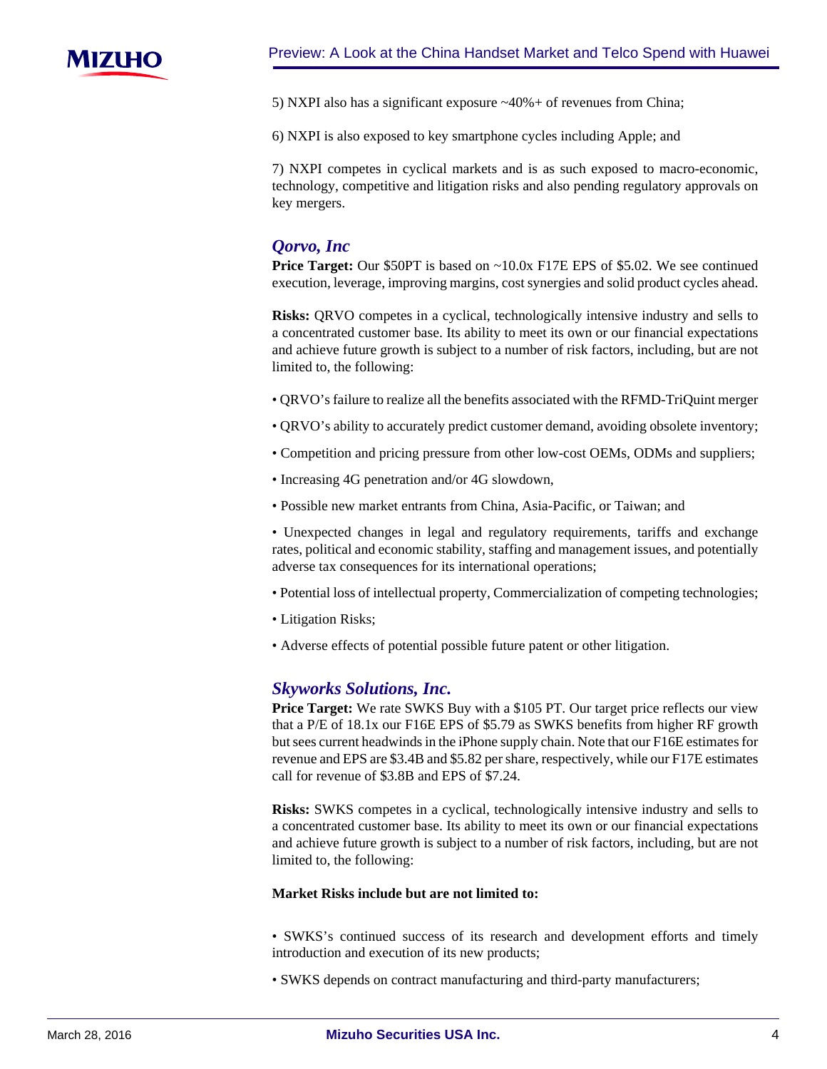5) NXPI also has a significant exposure ~40%+ of revenues from China;

6) NXPI is also exposed to key smartphone cycles including Apple; and

7) NXPI competes in cyclical markets and is as such exposed to macro-economic, technology, competitive and litigation risks and also pending regulatory approvals on key mergers.

### *Qorvo, Inc*

**Price Target:** Our $50PT is based on ~10.0x F17E EPS of $5.02. We see continued execution, leverage, improving margins, cost synergies and solid product cycles ahead.

**Risks:** QRVO competes in a cyclical, technologically intensive industry and sells to a concentrated customer base. Its ability to meet its own or our financial expectations and achieve future growth is subject to a number of risk factors, including, but are not limited to, the following:

• QRVO's failure to realize all the benefits associated with the RFMD-TriQuint merger

• QRVO's ability to accurately predict customer demand, avoiding obsolete inventory;

• Competition and pricing pressure from other low-cost OEMs, ODMs and suppliers;

• Increasing 4G penetration and/or 4G slowdown,

• Possible new market entrants from China, Asia-Pacific, or Taiwan; and

• Unexpected changes in legal and regulatory requirements, tariffs and exchange rates, political and economic stability, staffing and management issues, and potentially adverse tax consequences for its international operations;

• Potential loss of intellectual property, Commercialization of competing technologies;

• Litigation Risks;

• Adverse effects of potential possible future patent or other litigation.

### *Skyworks Solutions, Inc.*

**Price Target:** We rate SWKS Buy with a $105 PT. Our target price reflects our view that a P/E of 18.1x our F16E EPS of $5.79 as SWKS benefits from higher RF growth but sees current headwinds in the iPhone supply chain. Note that our F16E estimates for revenue and EPS are $3.4B and $5.82 per share, respectively, while our F17E estimates call for revenue of $3.8B and EPS of $7.24.

**Risks:** SWKS competes in a cyclical, technologically intensive industry and sells to a concentrated customer base. Its ability to meet its own or our financial expectations and achieve future growth is subject to a number of risk factors, including, but are not limited to, the following:

**Market Risks include but are not limited to:**

• SWKS's continued success of its research and development efforts and timely introduction and execution of its new products;

• SWKS depends on contract manufacturing and third-party manufacturers;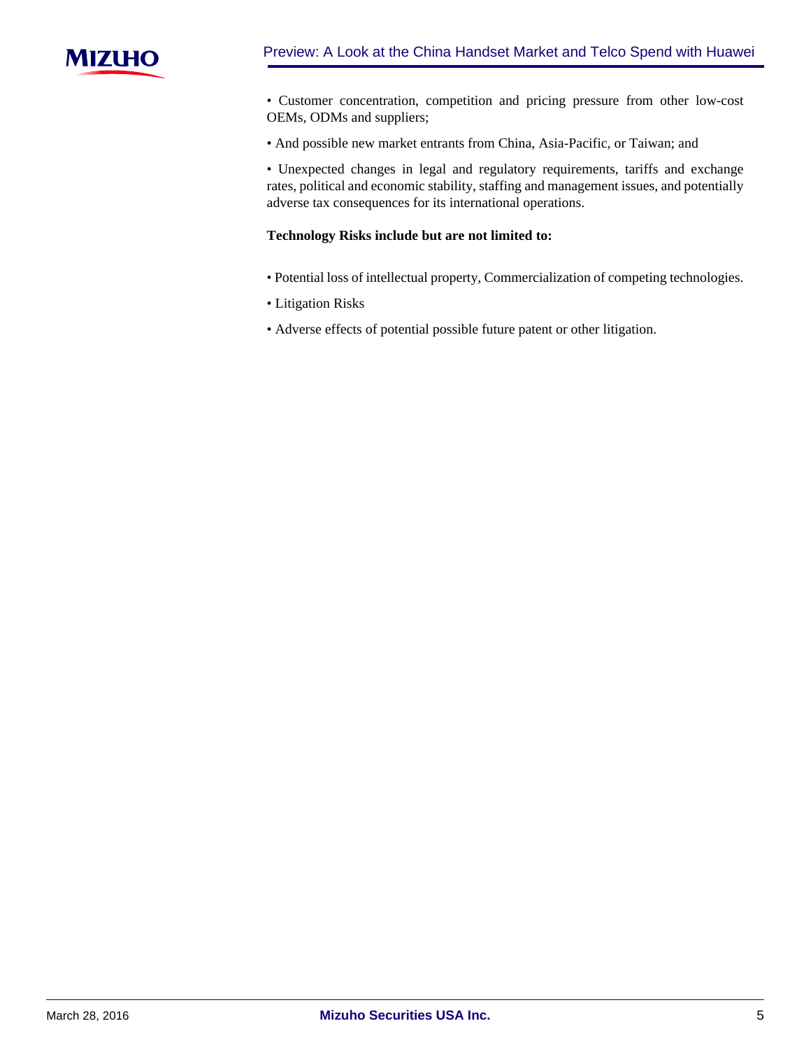- Customer concentration, competition and pricing pressure from other low-cost OEMs, ODMs and suppliers;
- And possible new market entrants from China, Asia-Pacific, or Taiwan; and
- Unexpected changes in legal and regulatory requirements, tariffs and exchange rates, political and economic stability, staffing and management issues, and potentially adverse tax consequences for its international operations.

**Technology Risks include but are not limited to:**

- Potential loss of intellectual property, Commercialization of competing technologies.
- Litigation Risks
- Adverse effects of potential possible future patent or other litigation.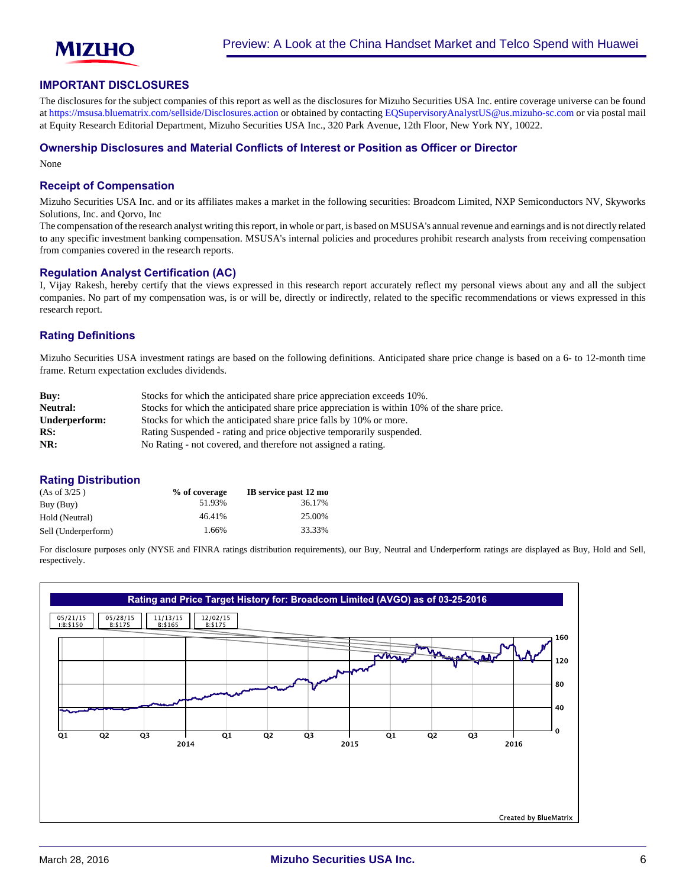## IMPORTANT DISCLOSURES

The disclosures for the subject companies of this report as well as the disclosures for Mizuho Securities USA Inc. entire coverage universe can be found at https://msusa.bluematrix.com/sellside/Disclosures.action or obtained by contacting EQSupervisoryAnalystUS@us.mizuho-sc.com or via postal mail at Equity Research Editorial Department, Mizuho Securities USA Inc., 320 Park Avenue, 12th Floor, New York NY, 10022.

### Ownership Disclosures and Material Conflicts of Interest or Position as Officer or Director

None

### Receipt of Compensation

Mizuho Securities USA Inc. and or its affiliates makes a market in the following securities: Broadcom Limited, NXP Semiconductors NV, Skyworks Solutions, Inc. and Qorvo, Inc

The compensation of the research analyst writing this report, in whole or part, is based on MSUSA's annual revenue and earnings and is not directly related to any specific investment banking compensation. MSUSA's internal policies and procedures prohibit research analysts from receiving compensation from companies covered in the research reports.

### Regulation Analyst Certification (AC)

I, Vijay Rakesh, hereby certify that the views expressed in this research report accurately reflect my personal views about any and all the subject companies. No part of my compensation was, is or will be, directly or indirectly, related to the specific recommendations or views expressed in this research report.

### Rating Definitions

Mizuho Securities USA investment ratings are based on the following definitions. Anticipated share price change is based on a 6- to 12-month time frame. Return expectation excludes dividends.

| | |
|---|---|
| **Buy:** | Stocks for which the anticipated share price appreciation exceeds 10%. |
| **Neutral:** | Stocks for which the anticipated share price appreciation is within 10% of the share price. |
| **Underperform:** | Stocks for which the anticipated share price falls by 10% or more. |
| **RS:** | Rating Suspended - rating and price objective temporarily suspended. |
| **NR:** | No Rating - not covered, and therefore not assigned a rating. |

### Rating Distribution

| (As of 3/25 ) | % of coverage | IB service past 12 mo |
|---|---|---|
| Buy (Buy) | 51.93% | 36.17% |
| Hold (Neutral) | 46.41% | 25.00% |
| Sell (Underperform) | 1.66% | 33.33% |

For disclosure purposes only (NYSE and FINRA ratings distribution requirements), our Buy, Neutral and Underperform ratings are displayed as Buy, Hold and Sell, respectively.

**Rating and Price Target History for: Broadcom Limited (AVGO) as of 03-25-2016**

| 05/21/15 | 05/28/15 | 11/13/15 | 12/02/15 |
|---|---|---|---|
| I:B:$150 | B:$175 | B:$165 | B:$175 |

Created by BlueMatrix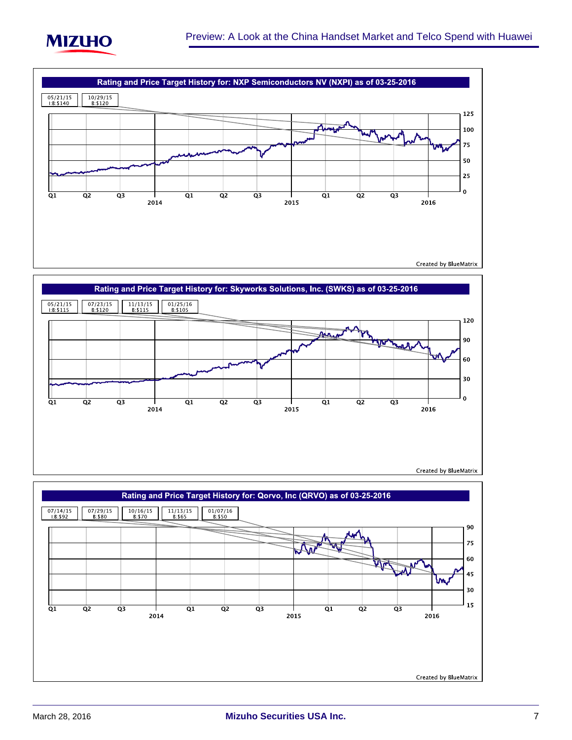## Rating and Price Target History for: NXP Semiconductors NV (NXPI) as of 03-25-2016

| 05/21/15 | 10/29/15 |
|---|---|
| I:B:$140 | B:$120 |

Created by BlueMatrix

## Rating and Price Target History for: Skyworks Solutions, Inc. (SWKS) as of 03-25-2016

| 05/21/15 | 07/23/15 | 11/13/15 | 01/25/16 |
|---|---|---|---|
| I:B:$115 | B:$120 | B:$115 | B:$105 |

Created by BlueMatrix

## Rating and Price Target History for: Qorvo, Inc (QRVO) as of 03-25-2016

| 07/14/15 | 07/29/15 | 10/16/15 | 11/13/15 | 01/07/16 |
|---|---|---|---|---|
| I:B:$92 | B:$80 | B:$70 | B:$65 | B:$50 |

Created by BlueMatrix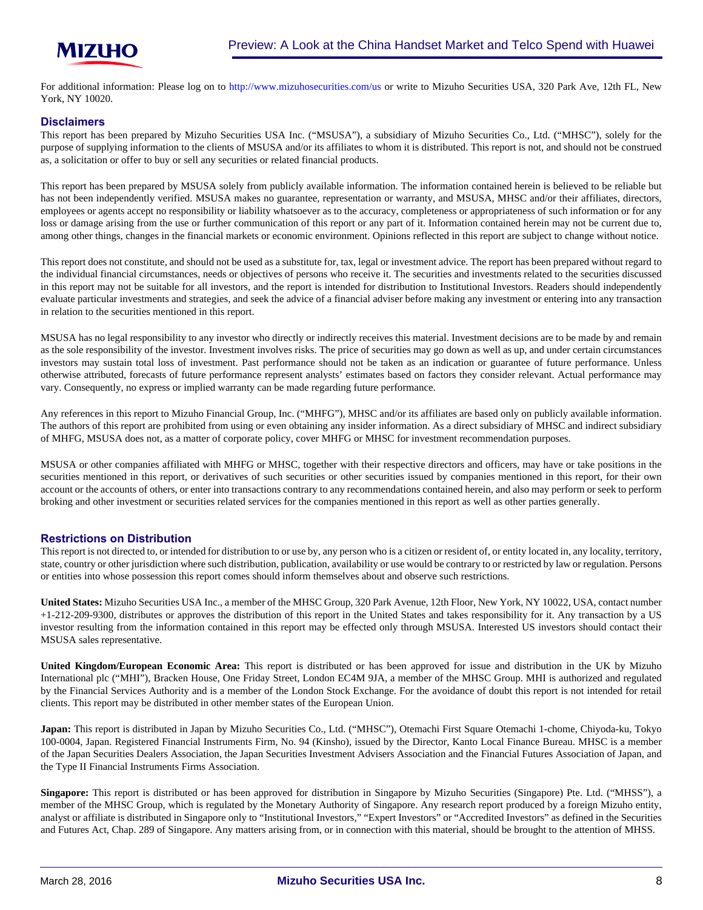For additional information: Please log on to http://www.mizuhosecurities.com/us or write to Mizuho Securities USA, 320 Park Ave, 12th FL, New York, NY 10020.

## Disclaimers

This report has been prepared by Mizuho Securities USA Inc. ("MSUSA"), a subsidiary of Mizuho Securities Co., Ltd. ("MHSC"), solely for the purpose of supplying information to the clients of MSUSA and/or its affiliates to whom it is distributed. This report is not, and should not be construed as, a solicitation or offer to buy or sell any securities or related financial products.

This report has been prepared by MSUSA solely from publicly available information. The information contained herein is believed to be reliable but has not been independently verified. MSUSA makes no guarantee, representation or warranty, and MSUSA, MHSC and/or their affiliates, directors, employees or agents accept no responsibility or liability whatsoever as to the accuracy, completeness or appropriateness of such information or for any loss or damage arising from the use or further communication of this report or any part of it. Information contained herein may not be current due to, among other things, changes in the financial markets or economic environment. Opinions reflected in this report are subject to change without notice.

This report does not constitute, and should not be used as a substitute for, tax, legal or investment advice. The report has been prepared without regard to the individual financial circumstances, needs or objectives of persons who receive it. The securities and investments related to the securities discussed in this report may not be suitable for all investors, and the report is intended for distribution to Institutional Investors. Readers should independently evaluate particular investments and strategies, and seek the advice of a financial adviser before making any investment or entering into any transaction in relation to the securities mentioned in this report.

MSUSA has no legal responsibility to any investor who directly or indirectly receives this material. Investment decisions are to be made by and remain as the sole responsibility of the investor. Investment involves risks. The price of securities may go down as well as up, and under certain circumstances investors may sustain total loss of investment. Past performance should not be taken as an indication or guarantee of future performance. Unless otherwise attributed, forecasts of future performance represent analysts' estimates based on factors they consider relevant. Actual performance may vary. Consequently, no express or implied warranty can be made regarding future performance.

Any references in this report to Mizuho Financial Group, Inc. ("MHFG"), MHSC and/or its affiliates are based only on publicly available information. The authors of this report are prohibited from using or even obtaining any insider information. As a direct subsidiary of MHSC and indirect subsidiary of MHFG, MSUSA does not, as a matter of corporate policy, cover MHFG or MHSC for investment recommendation purposes.

MSUSA or other companies affiliated with MHFG or MHSC, together with their respective directors and officers, may have or take positions in the securities mentioned in this report, or derivatives of such securities or other securities issued by companies mentioned in this report, for their own account or the accounts of others, or enter into transactions contrary to any recommendations contained herein, and also may perform or seek to perform broking and other investment or securities related services for the companies mentioned in this report as well as other parties generally.

## Restrictions on Distribution

This report is not directed to, or intended for distribution to or use by, any person who is a citizen or resident of, or entity located in, any locality, territory, state, country or other jurisdiction where such distribution, publication, availability or use would be contrary to or restricted by law or regulation. Persons or entities into whose possession this report comes should inform themselves about and observe such restrictions.

**United States:** Mizuho Securities USA Inc., a member of the MHSC Group, 320 Park Avenue, 12th Floor, New York, NY 10022, USA, contact number +1-212-209-9300, distributes or approves the distribution of this report in the United States and takes responsibility for it. Any transaction by a US investor resulting from the information contained in this report may be effected only through MSUSA. Interested US investors should contact their MSUSA sales representative.

**United Kingdom/European Economic Area:** This report is distributed or has been approved for issue and distribution in the UK by Mizuho International plc ("MHI"), Bracken House, One Friday Street, London EC4M 9JA, a member of the MHSC Group. MHI is authorized and regulated by the Financial Services Authority and is a member of the London Stock Exchange. For the avoidance of doubt this report is not intended for retail clients. This report may be distributed in other member states of the European Union.

**Japan:** This report is distributed in Japan by Mizuho Securities Co., Ltd. ("MHSC"), Otemachi First Square Otemachi 1-chome, Chiyoda-ku, Tokyo 100-0004, Japan. Registered Financial Instruments Firm, No. 94 (Kinsho), issued by the Director, Kanto Local Finance Bureau. MHSC is a member of the Japan Securities Dealers Association, the Japan Securities Investment Advisers Association and the Financial Futures Association of Japan, and the Type II Financial Instruments Firms Association.

**Singapore:** This report is distributed or has been approved for distribution in Singapore by Mizuho Securities (Singapore) Pte. Ltd. ("MHSS"), a member of the MHSC Group, which is regulated by the Monetary Authority of Singapore. Any research report produced by a foreign Mizuho entity, analyst or affiliate is distributed in Singapore only to "Institutional Investors," "Expert Investors" or "Accredited Investors" as defined in the Securities and Futures Act, Chap. 289 of Singapore. Any matters arising from, or in connection with this material, should be brought to the attention of MHSS.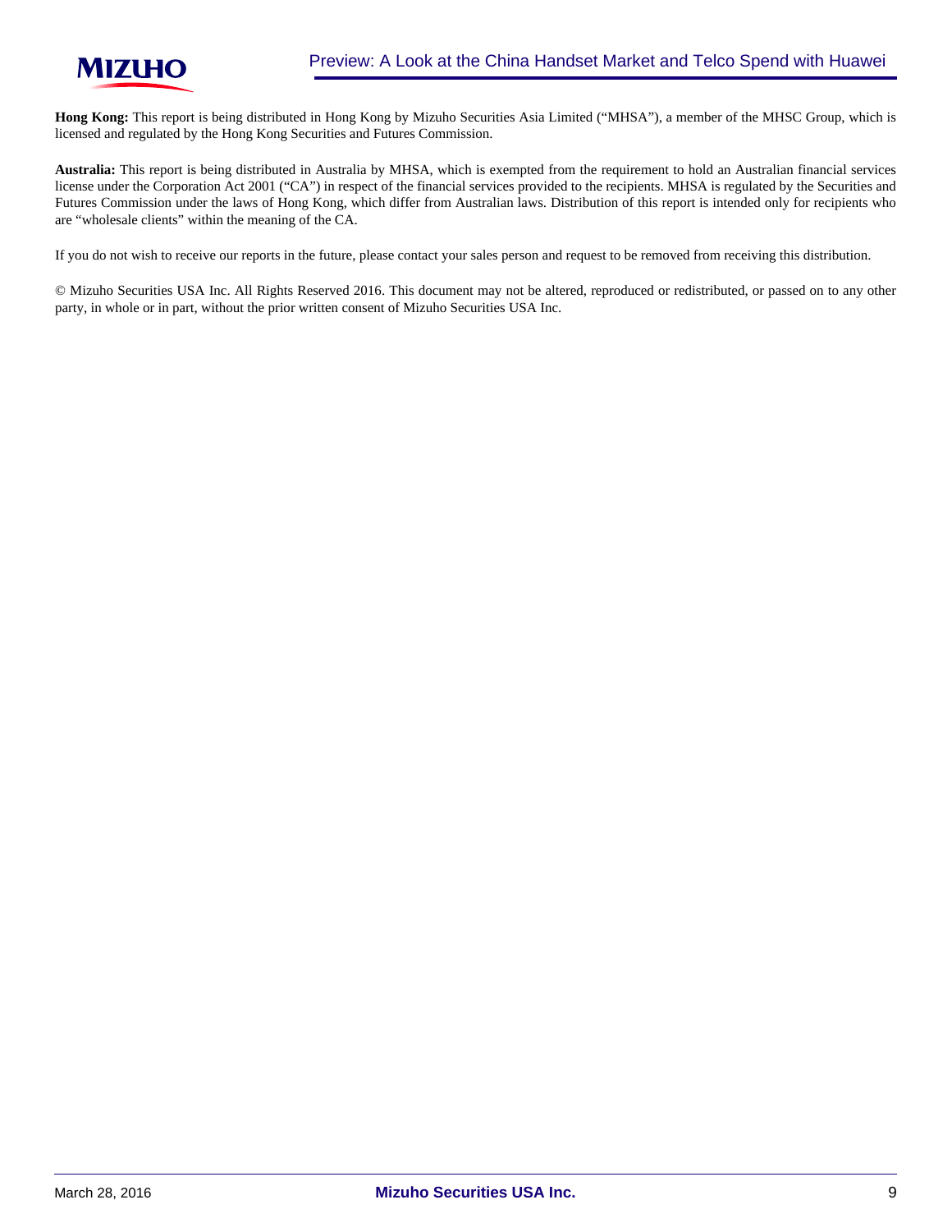**Hong Kong:** This report is being distributed in Hong Kong by Mizuho Securities Asia Limited ("MHSA"), a member of the MHSC Group, which is licensed and regulated by the Hong Kong Securities and Futures Commission.

**Australia:** This report is being distributed in Australia by MHSA, which is exempted from the requirement to hold an Australian financial services license under the Corporation Act 2001 ("CA") in respect of the financial services provided to the recipients. MHSA is regulated by the Securities and Futures Commission under the laws of Hong Kong, which differ from Australian laws. Distribution of this report is intended only for recipients who are "wholesale clients" within the meaning of the CA.

If you do not wish to receive our reports in the future, please contact your sales person and request to be removed from receiving this distribution.

© Mizuho Securities USA Inc. All Rights Reserved 2016. This document may not be altered, reproduced or redistributed, or passed on to any other party, in whole or in part, without the prior written consent of Mizuho Securities USA Inc.